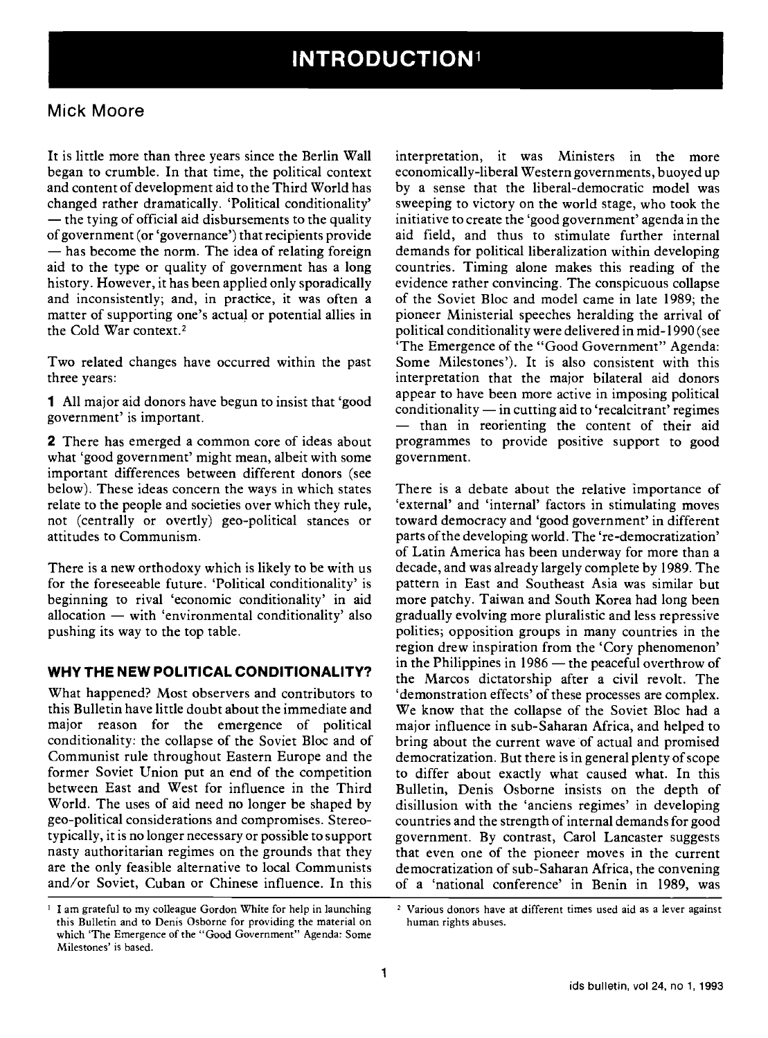# INTRODUCTION[1]

## Mick Moore

It is little more than three years since the Berlin Wall began to crumble. In that time, the political context and content of development aid to the Third World has changed rather dramatically. 'Political conditionality' — the tying of official aid disbursements to the quality of government (or 'governance') that recipients provide — has become the norm. The idea of relating foreign aid to the type or quality of government has a long history. However, it has been applied only sporadically and inconsistently; and, in practice, it was often a matter of supporting one's actual or potential allies in the Cold War context.[2]

Two related changes have occurred within the past three years:

**1** All major aid donors have begun to insist that 'good government' is important.

**2** There has emerged a common core of ideas about what 'good government' might mean, albeit with some important differences between different donors (see below). These ideas concern the ways in which states relate to the people and societies over which they rule, not (centrally or overtly) geo-political stances or attitudes to Communism.

There is a new orthodoxy which is likely to be with us for the foreseeable future. 'Political conditionality' is beginning to rival 'economic conditionality' in aid allocation — with 'environmental conditionality' also pushing its way to the top table.

### WHY THE NEW POLITICAL CONDITIONALITY?

What happened? Most observers and contributors to this Bulletin have little doubt about the immediate and major reason for the emergence of political conditionality: the collapse of the Soviet Bloc and of Communist rule throughout Eastern Europe and the former Soviet Union put an end of the competition between East and West for influence in the Third World. The uses of aid need no longer be shaped by geo-political considerations and compromises. Stereotypically, it is no longer necessary or possible to support nasty authoritarian regimes on the grounds that they are the only feasible alternative to local Communists and/or Soviet, Cuban or Chinese influence. In this interpretation, it was Ministers in the more economically-liberal Western governments, buoyed up by a sense that the liberal-democratic model was sweeping to victory on the world stage, who took the initiative to create the 'good government' agenda in the aid field, and thus to stimulate further internal demands for political liberalization within developing countries. Timing alone makes this reading of the evidence rather convincing. The conspicuous collapse of the Soviet Bloc and model came in late 1989; the pioneer Ministerial speeches heralding the arrival of political conditionality were delivered in mid-1990 (see 'The Emergence of the "Good Government" Agenda: Some Milestones'). It is also consistent with this interpretation that the major bilateral aid donors appear to have been more active in imposing political conditionality — in cutting aid to 'recalcitrant' regimes — than in reorienting the content of their aid programmes to provide positive support to good government.

There is a debate about the relative importance of 'external' and 'internal' factors in stimulating moves toward democracy and 'good government' in different parts of the developing world. The 're-democratization' of Latin America has been underway for more than a decade, and was already largely complete by 1989. The pattern in East and Southeast Asia was similar but more patchy. Taiwan and South Korea had long been gradually evolving more pluralistic and less repressive polities; opposition groups in many countries in the region drew inspiration from the 'Cory phenomenon' in the Philippines in 1986 — the peaceful overthrow of the Marcos dictatorship after a civil revolt. The 'demonstration effects' of these processes are complex. We know that the collapse of the Soviet Bloc had a major influence in sub-Saharan Africa, and helped to bring about the current wave of actual and promised democratization. But there is in general plenty of scope to differ about exactly what caused what. In this Bulletin, Denis Osborne insists on the depth of disillusion with the 'anciens regimes' in developing countries and the strength of internal demands for good government. By contrast, Carol Lancaster suggests that even one of the pioneer moves in the current democratization of sub-Saharan Africa, the convening of a 'national conference' in Benin in 1989, was

---

[1] I am grateful to my colleague Gordon White for help in launching this Bulletin and to Denis Osborne for providing the material on which 'The Emergence of the "Good Government" Agenda: Some Milestones' is based.

[2] Various donors have at different times used aid as a lever against human rights abuses.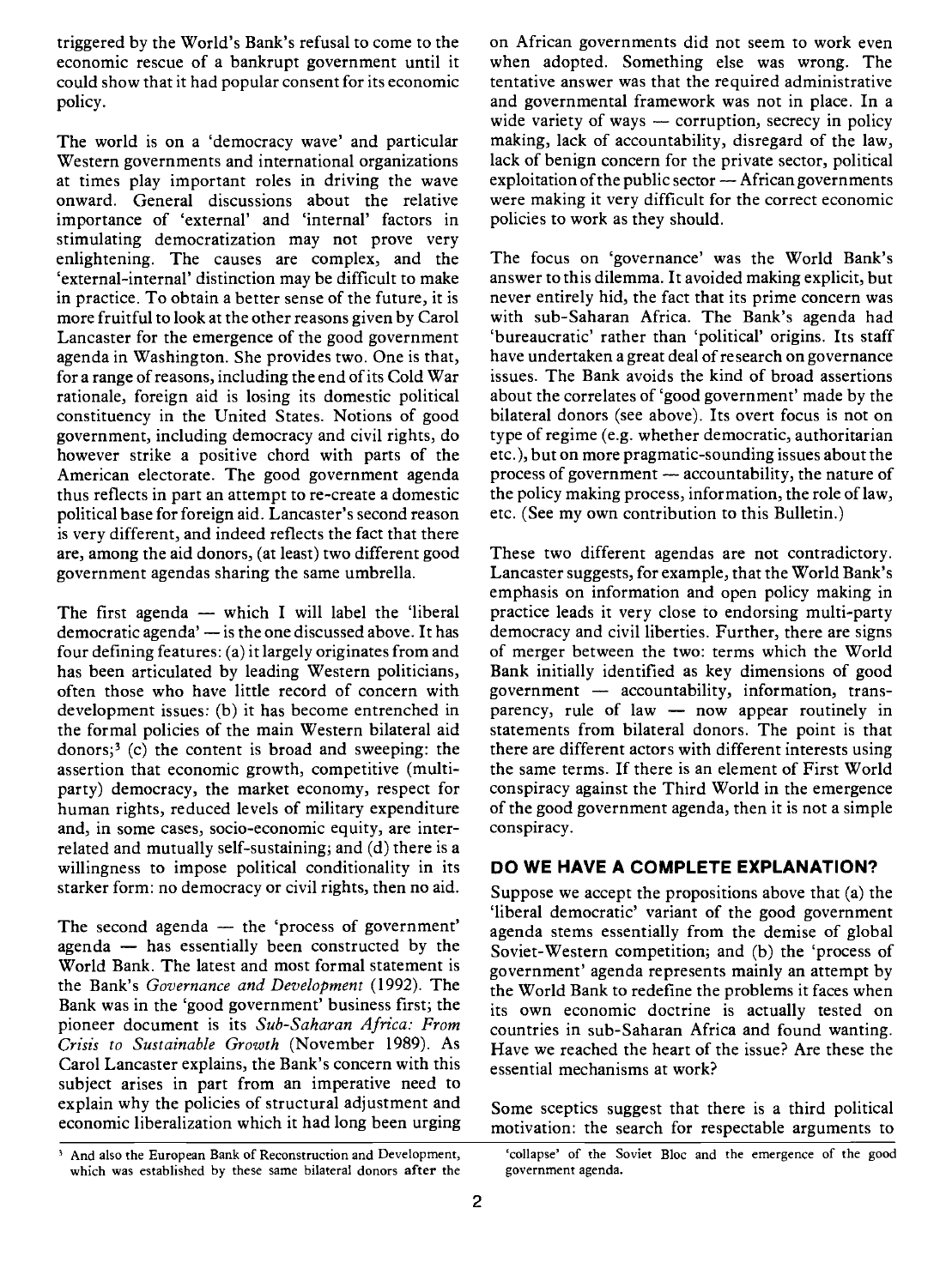triggered by the World's Bank's refusal to come to the economic rescue of a bankrupt government until it could show that it had popular consent for its economic policy.

The world is on a 'democracy wave' and particular Western governments and international organizations at times play important roles in driving the wave onward. General discussions about the relative importance of 'external' and 'internal' factors in stimulating democratization may not prove very enlightening. The causes are complex, and the 'external-internal' distinction may be difficult to make in practice. To obtain a better sense of the future, it is more fruitful to look at the other reasons given by Carol Lancaster for the emergence of the good government agenda in Washington. She provides two. One is that, for a range of reasons, including the end of its Cold War rationale, foreign aid is losing its domestic political constituency in the United States. Notions of good government, including democracy and civil rights, do however strike a positive chord with parts of the American electorate. The good government agenda thus reflects in part an attempt to re-create a domestic political base for foreign aid. Lancaster's second reason is very different, and indeed reflects the fact that there are, among the aid donors, (at least) two different good government agendas sharing the same umbrella.

The first agenda — which I will label the 'liberal democratic agenda' — is the one discussed above. It has four defining features: (a) it largely originates from and has been articulated by leading Western politicians, often those who have little record of concern with development issues: (b) it has become entrenched in the formal policies of the main Western bilateral aid donors;[3] (c) the content is broad and sweeping: the assertion that economic growth, competitive (multi-party) democracy, the market economy, respect for human rights, reduced levels of military expenditure and, in some cases, socio-economic equity, are inter-related and mutually self-sustaining; and (d) there is a willingness to impose political conditionality in its starker form: no democracy or civil rights, then no aid.

The second agenda — the 'process of government' agenda — has essentially been constructed by the World Bank. The latest and most formal statement is the Bank's *Governance and Development* (1992). The Bank was in the 'good government' business first; the pioneer document is its *Sub-Saharan Africa: From Crisis to Sustainable Growth* (November 1989). As Carol Lancaster explains, the Bank's concern with this subject arises in part from an imperative need to explain why the policies of structural adjustment and economic liberalization which it had long been urging on African governments did not seem to work even when adopted. Something else was wrong. The tentative answer was that the required administrative and governmental framework was not in place. In a wide variety of ways — corruption, secrecy in policy making, lack of accountability, disregard of the law, lack of benign concern for the private sector, political exploitation of the public sector — African governments were making it very difficult for the correct economic policies to work as they should.

The focus on 'governance' was the World Bank's answer to this dilemma. It avoided making explicit, but never entirely hid, the fact that its prime concern was with sub-Saharan Africa. The Bank's agenda had 'bureaucratic' rather than 'political' origins. Its staff have undertaken a great deal of research on governance issues. The Bank avoids the kind of broad assertions about the correlates of 'good government' made by the bilateral donors (see above). Its overt focus is not on type of regime (e.g. whether democratic, authoritarian etc.), but on more pragmatic-sounding issues about the process of government — accountability, the nature of the policy making process, information, the role of law, etc. (See my own contribution to this Bulletin.)

These two different agendas are not contradictory. Lancaster suggests, for example, that the World Bank's emphasis on information and open policy making in practice leads it very close to endorsing multi-party democracy and civil liberties. Further, there are signs of merger between the two: terms which the World Bank initially identified as key dimensions of good government — accountability, information, transparency, rule of law — now appear routinely in statements from bilateral donors. The point is that there are different actors with different interests using the same terms. If there is an element of First World conspiracy against the Third World in the emergence of the good government agenda, then it is not a simple conspiracy.

## DO WE HAVE A COMPLETE EXPLANATION?

Suppose we accept the propositions above that (a) the 'liberal democratic' variant of the good government agenda stems essentially from the demise of global Soviet-Western competition; and (b) the 'process of government' agenda represents mainly an attempt by the World Bank to redefine the problems it faces when its own economic doctrine is actually tested on countries in sub-Saharan Africa and found wanting. Have we reached the heart of the issue? Are these the essential mechanisms at work?

Some sceptics suggest that there is a third political motivation: the search for respectable arguments to

[3] And also the European Bank of Reconstruction and Development, which was established by these same bilateral donors after the 'collapse' of the Soviet Bloc and the emergence of the good government agenda.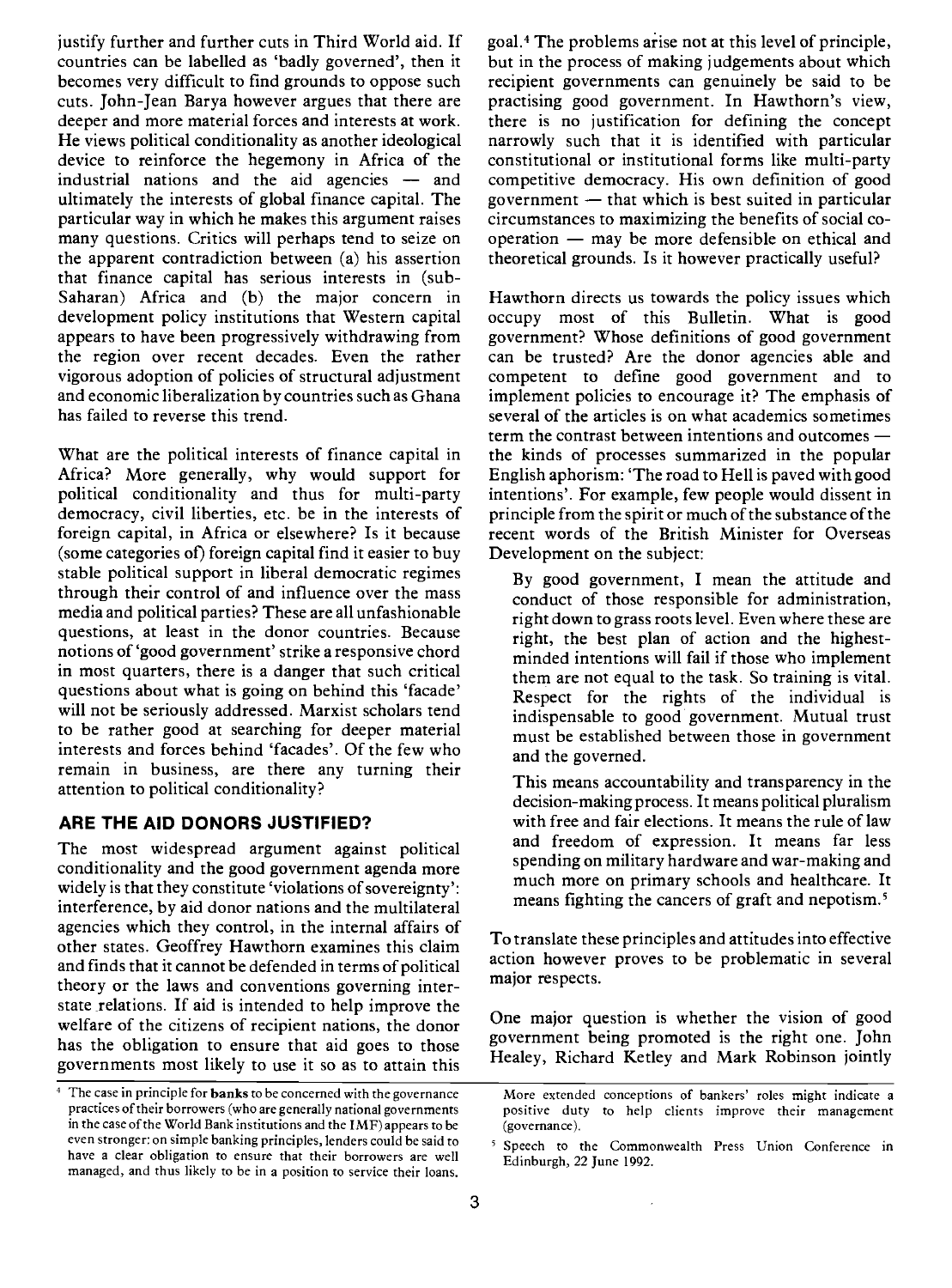justify further and further cuts in Third World aid. If countries can be labelled as 'badly governed', then it becomes very difficult to find grounds to oppose such cuts. John-Jean Barya however argues that there are deeper and more material forces and interests at work. He views political conditionality as another ideological device to reinforce the hegemony in Africa of the industrial nations and the aid agencies — and ultimately the interests of global finance capital. The particular way in which he makes this argument raises many questions. Critics will perhaps tend to seize on the apparent contradiction between (a) his assertion that finance capital has serious interests in (sub-Saharan) Africa and (b) the major concern in development policy institutions that Western capital appears to have been progressively withdrawing from the region over recent decades. Even the rather vigorous adoption of policies of structural adjustment and economic liberalization by countries such as Ghana has failed to reverse this trend.

What are the political interests of finance capital in Africa? More generally, why would support for political conditionality and thus for multi-party democracy, civil liberties, etc. be in the interests of foreign capital, in Africa or elsewhere? Is it because (some categories of) foreign capital find it easier to buy stable political support in liberal democratic regimes through their control of and influence over the mass media and political parties? These are all unfashionable questions, at least in the donor countries. Because notions of 'good government' strike a responsive chord in most quarters, there is a danger that such critical questions about what is going on behind this 'facade' will not be seriously addressed. Marxist scholars tend to be rather good at searching for deeper material interests and forces behind 'facades'. Of the few who remain in business, are there any turning their attention to political conditionality?

## ARE THE AID DONORS JUSTIFIED?

The most widespread argument against political conditionality and the good government agenda more widely is that they constitute 'violations of sovereignty': interference, by aid donor nations and the multilateral agencies which they control, in the internal affairs of other states. Geoffrey Hawthorn examines this claim and finds that it cannot be defended in terms of political theory or the laws and conventions governing inter-state relations. If aid is intended to help improve the welfare of the citizens of recipient nations, the donor has the obligation to ensure that aid goes to those governments most likely to use it so as to attain this goal.[4] The problems arise not at this level of principle, but in the process of making judgements about which recipient governments can genuinely be said to be practising good government. In Hawthorn's view, there is no justification for defining the concept narrowly such that it is identified with particular constitutional or institutional forms like multi-party competitive democracy. His own definition of good government — that which is best suited in particular circumstances to maximizing the benefits of social co-operation — may be more defensible on ethical and theoretical grounds. Is it however practically useful?

Hawthorn directs us towards the policy issues which occupy most of this Bulletin. What is good government? Whose definitions of good government can be trusted? Are the donor agencies able and competent to define good government and to implement policies to encourage it? The emphasis of several of the articles is on what academics sometimes term the contrast between intentions and outcomes — the kinds of processes summarized in the popular English aphorism: 'The road to Hell is paved with good intentions'. For example, few people would dissent in principle from the spirit or much of the substance of the recent words of the British Minister for Overseas Development on the subject:

> By good government, I mean the attitude and conduct of those responsible for administration, right down to grass roots level. Even where these are right, the best plan of action and the highest-minded intentions will fail if those who implement them are not equal to the task. So training is vital. Respect for the rights of the individual is indispensable to good government. Mutual trust must be established between those in government and the governed.
>
> This means accountability and transparency in the decision-making process. It means political pluralism with free and fair elections. It means the rule of law and freedom of expression. It means far less spending on military hardware and war-making and much more on primary schools and healthcare. It means fighting the cancers of graft and nepotism.[5]

To translate these principles and attitudes into effective action however proves to be problematic in several major respects.

One major question is whether the vision of good government being promoted is the right one. John Healey, Richard Ketley and Mark Robinson jointly

---

[4] The case in principle for **banks** to be concerned with the governance practices of their borrowers (who are generally national governments in the case of the World Bank institutions and the IMF) appears to be even stronger: on simple banking principles, lenders could be said to have a clear obligation to ensure that their borrowers are well managed, and thus likely to be in a position to service their loans. More extended conceptions of bankers' roles might indicate a positive duty to help clients improve their management (governance).

[5] Speech to the Commonwealth Press Union Conference in Edinburgh, 22 June 1992.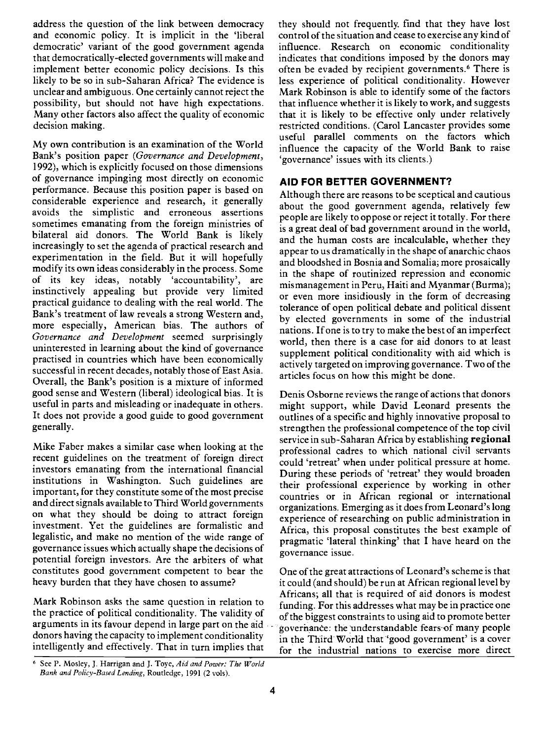address the question of the link between democracy and economic policy. It is implicit in the 'liberal democratic' variant of the good government agenda that democratically-elected governments will make and implement better economic policy decisions. Is this likely to be so in sub-Saharan Africa? The evidence is unclear and ambiguous. One certainly cannot reject the possibility, but should not have high expectations. Many other factors also affect the quality of economic decision making.

My own contribution is an examination of the World Bank's position paper (*Governance and Development*, 1992), which is explicitly focused on those dimensions of governance impinging most directly on economic performance. Because this position paper is based on considerable experience and research, it generally avoids the simplistic and erroneous assertions sometimes emanating from the foreign ministries of bilateral aid donors. The World Bank is likely increasingly to set the agenda of practical research and experimentation in the field. But it will hopefully modify its own ideas considerably in the process. Some of its key ideas, notably 'accountability', are instinctively appealing but provide very limited practical guidance to dealing with the real world. The Bank's treatment of law reveals a strong Western and, more especially, American bias. The authors of *Governance and Development* seemed surprisingly uninterested in learning about the kind of governance practised in countries which have been economically successful in recent decades, notably those of East Asia. Overall, the Bank's position is a mixture of informed good sense and Western (liberal) ideological bias. It is useful in parts and misleading or inadequate in others. It does not provide a good guide to good government generally.

Mike Faber makes a similar case when looking at the recent guidelines on the treatment of foreign direct investors emanating from the international financial institutions in Washington. Such guidelines are important, for they constitute some of the most precise and direct signals available to Third World governments on what they should be doing to attract foreign investment. Yet the guidelines are formalistic and legalistic, and make no mention of the wide range of governance issues which actually shape the decisions of potential foreign investors. Are the arbiters of what constitutes good government competent to bear the heavy burden that they have chosen to assume?

Mark Robinson asks the same question in relation to the practice of political conditionality. The validity of arguments in its favour depend in large part on the aid donors having the capacity to implement conditionality intelligently and effectively. That in turn implies that they should not frequently find that they have lost control of the situation and cease to exercise any kind of influence. Research on economic conditionality indicates that conditions imposed by the donors may often be evaded by recipient governments.[6] There is less experience of political conditionality. However Mark Robinson is able to identify some of the factors that influence whether it is likely to work, and suggests that it is likely to be effective only under relatively restricted conditions. (Carol Lancaster provides some useful parallel comments on the factors which influence the capacity of the World Bank to raise 'governance' issues with its clients.)

## AID FOR BETTER GOVERNMENT?

Although there are reasons to be sceptical and cautious about the good government agenda, relatively few people are likely to oppose or reject it totally. For there is a great deal of bad government around in the world, and the human costs are incalculable, whether they appear to us dramatically in the shape of anarchic chaos and bloodshed in Bosnia and Somalia; more prosaically in the shape of routinized repression and economic mismanagement in Peru, Haiti and Myanmar (Burma); or even more insidiously in the form of decreasing tolerance of open political debate and political dissent by elected governments in some of the industrial nations. If one is to try to make the best of an imperfect world, then there is a case for aid donors to at least supplement political conditionality with aid which is actively targeted on improving governance. Two of the articles focus on how this might be done.

Denis Osborne reviews the range of actions that donors might support, while David Leonard presents the outlines of a specific and highly innovative proposal to strengthen the professional competence of the top civil service in sub-Saharan Africa by establishing **regional** professional cadres to which national civil servants could 'retreat' when under political pressure at home. During these periods of 'retreat' they would broaden their professional experience by working in other countries or in African regional or international organizations. Emerging as it does from Leonard's long experience of researching on public administration in Africa, this proposal constitutes the best example of pragmatic 'lateral thinking' that I have heard on the governance issue.

One of the great attractions of Leonard's scheme is that it could (and should) be run at African regional level by Africans; all that is required of aid donors is modest funding. For this addresses what may be in practice one of the biggest constraints to using aid to promote better governance: the understandable fears of many people in the Third World that 'good government' is a cover for the industrial nations to exercise more direct

[6] See P. Mosley, J. Harrigan and J. Toye, *Aid and Power: The World Bank and Policy-Based Lending*, Routledge, 1991 (2 vols).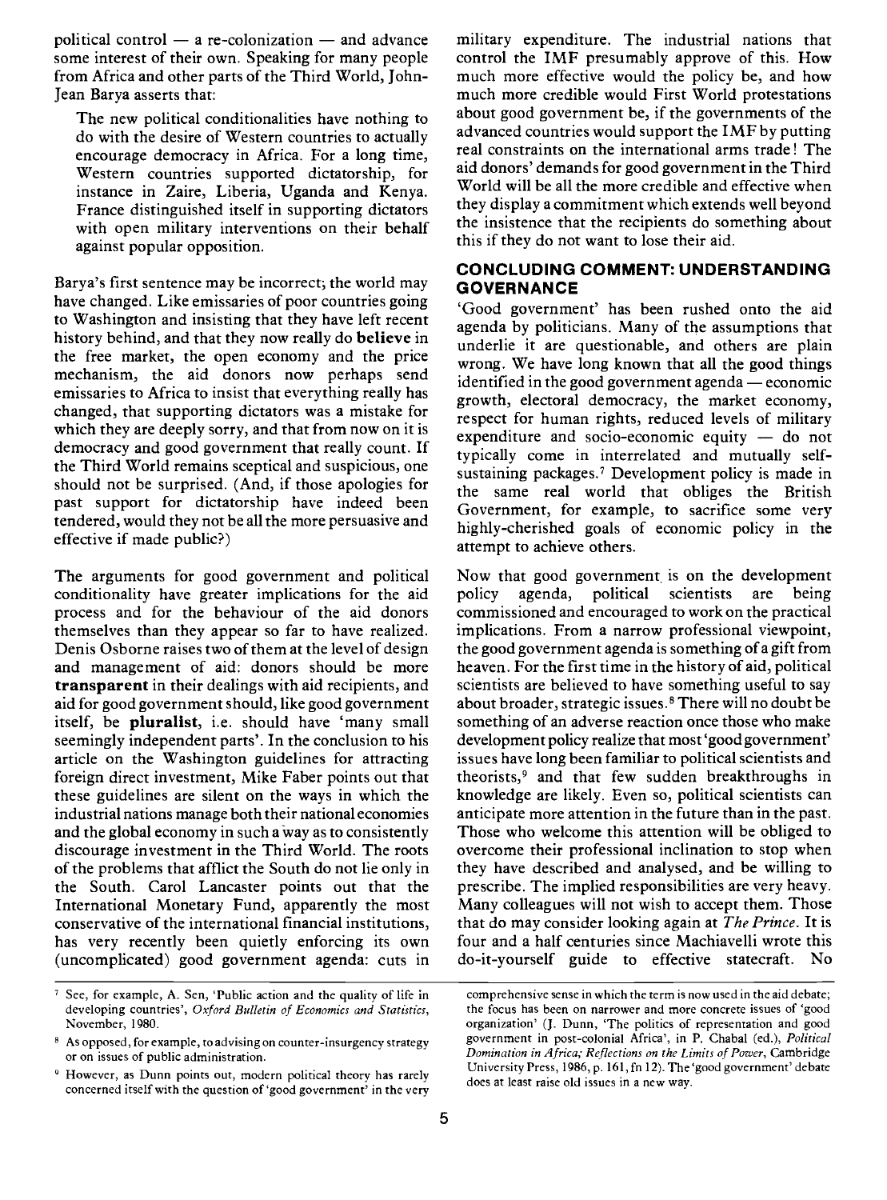political control — a re-colonization — and advance some interest of their own. Speaking for many people from Africa and other parts of the Third World, John-Jean Barya asserts that:

> The new political conditionalities have nothing to do with the desire of Western countries to actually encourage democracy in Africa. For a long time, Western countries supported dictatorship, for instance in Zaire, Liberia, Uganda and Kenya. France distinguished itself in supporting dictators with open military interventions on their behalf against popular opposition.

Barya's first sentence may be incorrect; the world may have changed. Like emissaries of poor countries going to Washington and insisting that they have left recent history behind, and that they now really do **believe** in the free market, the open economy and the price mechanism, the aid donors now perhaps send emissaries to Africa to insist that everything really has changed, that supporting dictators was a mistake for which they are deeply sorry, and that from now on it is democracy and good government that really count. If the Third World remains sceptical and suspicious, one should not be surprised. (And, if those apologies for past support for dictatorship have indeed been tendered, would they not be all the more persuasive and effective if made public?)

The arguments for good government and political conditionality have greater implications for the aid process and for the behaviour of the aid donors themselves than they appear so far to have realized. Denis Osborne raises two of them at the level of design and management of aid: donors should be more **transparent** in their dealings with aid recipients, and aid for good government should, like good government itself, be **pluralist**, i.e. should have 'many small seemingly independent parts'. In the conclusion to his article on the Washington guidelines for attracting foreign direct investment, Mike Faber points out that these guidelines are silent on the ways in which the industrial nations manage both their national economies and the global economy in such a way as to consistently discourage investment in the Third World. The roots of the problems that afflict the South do not lie only in the South. Carol Lancaster points out that the International Monetary Fund, apparently the most conservative of the international financial institutions, has very recently been quietly enforcing its own (uncomplicated) good government agenda: cuts in military expenditure. The industrial nations that control the IMF presumably approve of this. How much more effective would the policy be, and how much more credible would First World protestations about good government be, if the governments of the advanced countries would support the IMF by putting real constraints on the international arms trade! The aid donors' demands for good government in the Third World will be all the more credible and effective when they display a commitment which extends well beyond the insistence that the recipients do something about this if they do not want to lose their aid.

## CONCLUDING COMMENT: UNDERSTANDING GOVERNANCE

'Good government' has been rushed onto the aid agenda by politicians. Many of the assumptions that underlie it are questionable, and others are plain wrong. We have long known that all the good things identified in the good government agenda — economic growth, electoral democracy, the market economy, respect for human rights, reduced levels of military expenditure and socio-economic equity — do not typically come in interrelated and mutually self-sustaining packages.[7] Development policy is made in the same real world that obliges the British Government, for example, to sacrifice some very highly-cherished goals of economic policy in the attempt to achieve others.

Now that good government is on the development policy agenda, political scientists are being commissioned and encouraged to work on the practical implications. From a narrow professional viewpoint, the good government agenda is something of a gift from heaven. For the first time in the history of aid, political scientists are believed to have something useful to say about broader, strategic issues.[8] There will no doubt be something of an adverse reaction once those who make development policy realize that most 'good government' issues have long been familiar to political scientists and theorists,[9] and that few sudden breakthroughs in knowledge are likely. Even so, political scientists can anticipate more attention in the future than in the past. Those who welcome this attention will be obliged to overcome their professional inclination to stop when they have described and analysed, and be willing to prescribe. The implied responsibilities are very heavy. Many colleagues will not wish to accept them. Those that do may consider looking again at *The Prince*. It is four and a half centuries since Machiavelli wrote this do-it-yourself guide to effective statecraft. No

---

[7] See, for example, A. Sen, 'Public action and the quality of life in developing countries', *Oxford Bulletin of Economics and Statistics*, November, 1980.

[8] As opposed, for example, to advising on counter-insurgency strategy or on issues of public administration.

[9] However, as Dunn points out, modern political theory has rarely concerned itself with the question of 'good government' in the very comprehensive sense in which the term is now used in the aid debate; the focus has been on narrower and more concrete issues of 'good organization' (J. Dunn, 'The politics of representation and good government in post-colonial Africa', in P. Chabal (ed.), *Political Domination in Africa; Reflections on the Limits of Power*, Cambridge University Press, 1986, p. 161, fn 12). The 'good government' debate does at least raise old issues in a new way.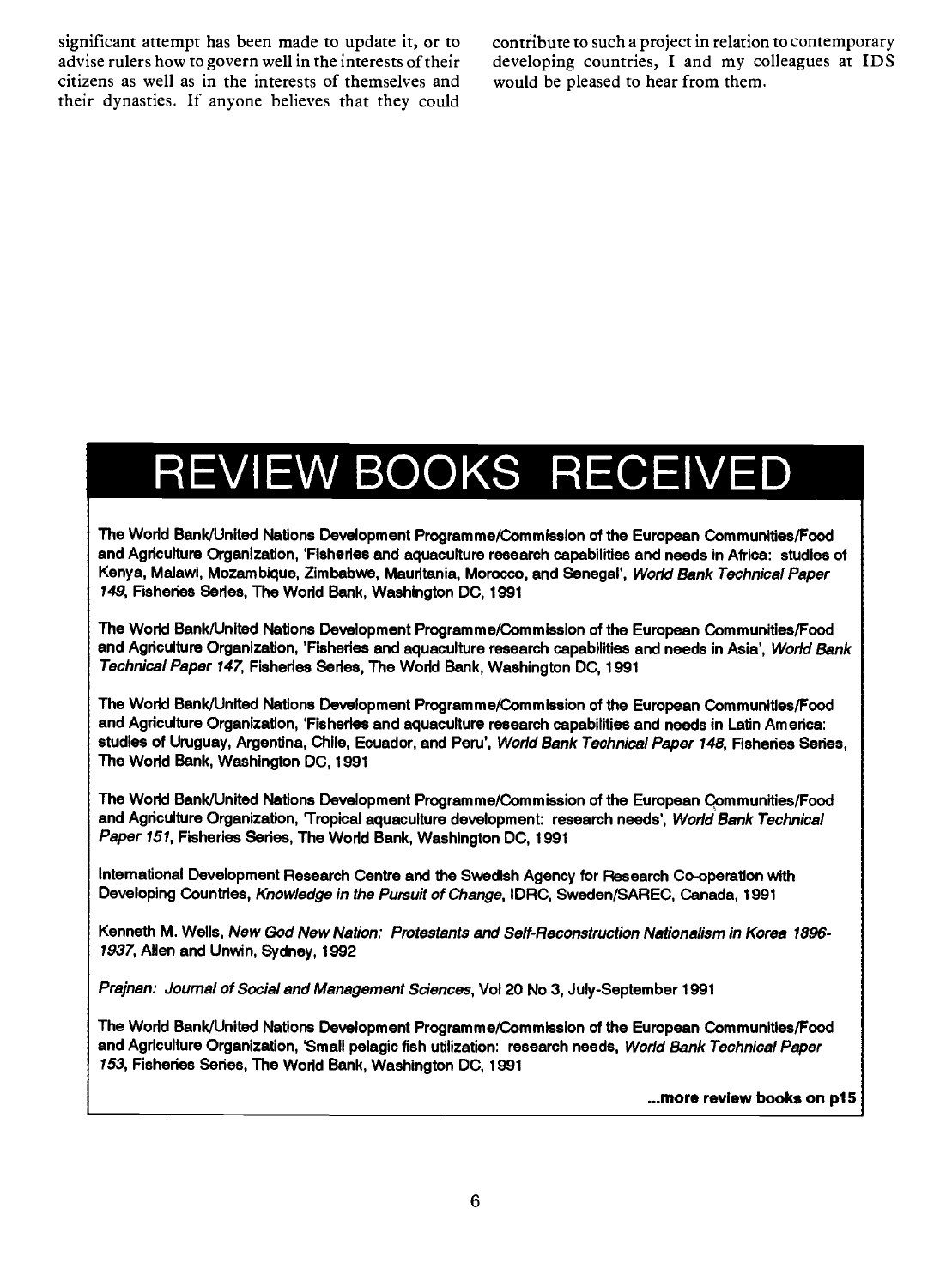significant attempt has been made to update it, or to advise rulers how to govern well in the interests of their citizens as well as in the interests of themselves and their dynasties. If anyone believes that they could contribute to such a project in relation to contemporary developing countries, I and my colleagues at IDS would be pleased to hear from them.

# REVIEW BOOKS RECEIVED

**The World Bank/United Nations Development Programme/Commission of the European Communities/Food and Agriculture Organization, 'Fisheries and aquaculture research capabilities and needs in Africa: studies of Kenya, Malawi, Mozambique, Zimbabwe, Mauritania, Morocco, and Senegal', *World Bank Technical Paper 149*, Fisheries Series, The World Bank, Washington DC, 1991**

**The World Bank/United Nations Development Programme/Commission of the European Communities/Food and Agriculture Organization, 'Fisheries and aquaculture research capabilities and needs in Asia', *World Bank Technical Paper 147*, Fisheries Series, The World Bank, Washington DC, 1991**

**The World Bank/United Nations Development Programme/Commission of the European Communities/Food and Agriculture Organization, 'Fisheries and aquaculture research capabilities and needs in Latin America: studies of Uruguay, Argentina, Chile, Ecuador, and Peru', *World Bank Technical Paper 148*, Fisheries Series, The World Bank, Washington DC, 1991**

**The World Bank/United Nations Development Programme/Commission of the European Communities/Food and Agriculture Organization, 'Tropical aquaculture development: research needs', *World Bank Technical Paper 151*, Fisheries Series, The World Bank, Washington DC, 1991**

**International Development Research Centre and the Swedish Agency for Research Co-operation with Developing Countries, *Knowledge in the Pursuit of Change*, IDRC, Sweden/SAREC, Canada, 1991**

**Kenneth M. Wells, *New God New Nation: Protestants and Self-Reconstruction Nationalism in Korea 1896-1937*, Allen and Unwin, Sydney, 1992**

***Prajnan: Journal of Social and Management Sciences*, Vol 20 No 3, July-September 1991**

**The World Bank/United Nations Development Programme/Commission of the European Communities/Food and Agriculture Organization, 'Small pelagic fish utilization: research needs, *World Bank Technical Paper 153*, Fisheries Series, The World Bank, Washington DC, 1991**

**...more review books on p15**